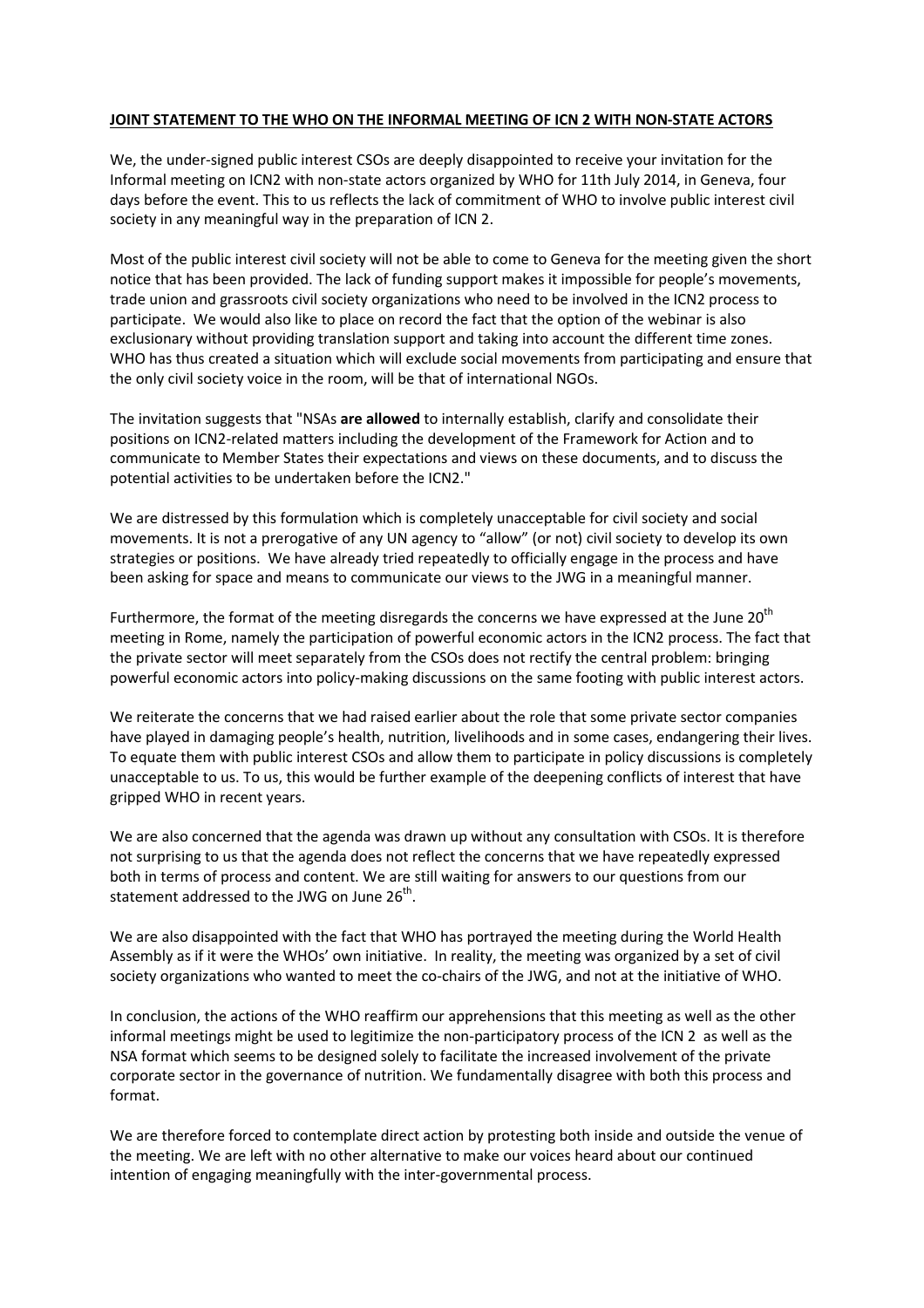**JOINT STATEMENT TO THE WHO ON THE INFORMAL MEETING OF ICN 2 WITH NON-STATE ACTORS**

We, the under-signed public interest CSOs are deeply disappointed to receive your invitation for the Informal meeting on ICN2 with non-state actors organized by WHO for 11th July 2014, in Geneva, four days before the event. This to us reflects the lack of commitment of WHO to involve public interest civil society in any meaningful way in the preparation of ICN 2.

Most of the public interest civil society will not be able to come to Geneva for the meeting given the short notice that has been provided. The lack of funding support makes it impossible for people's movements, trade union and grassroots civil society organizations who need to be involved in the ICN2 process to participate. We would also like to place on record the fact that the option of the webinar is also exclusionary without providing translation support and taking into account the different time zones. WHO has thus created a situation which will exclude social movements from participating and ensure that the only civil society voice in the room, will be that of international NGOs.

The invitation suggests that "NSAs **are allowed** to internally establish, clarify and consolidate their positions on ICN2-related matters including the development of the Framework for Action and to communicate to Member States their expectations and views on these documents, and to discuss the potential activities to be undertaken before the ICN2."

We are distressed by this formulation which is completely unacceptable for civil society and social movements. It is not a prerogative of any UN agency to "allow" (or not) civil society to develop its own strategies or positions. We have already tried repeatedly to officially engage in the process and have been asking for space and means to communicate our views to the JWG in a meaningful manner.

Furthermore, the format of the meeting disregards the concerns we have expressed at the June 20th meeting in Rome, namely the participation of powerful economic actors in the ICN2 process. The fact that the private sector will meet separately from the CSOs does not rectify the central problem: bringing powerful economic actors into policy-making discussions on the same footing with public interest actors.

We reiterate the concerns that we had raised earlier about the role that some private sector companies have played in damaging people's health, nutrition, livelihoods and in some cases, endangering their lives. To equate them with public interest CSOs and allow them to participate in policy discussions is completely unacceptable to us. To us, this would be further example of the deepening conflicts of interest that have gripped WHO in recent years.

We are also concerned that the agenda was drawn up without any consultation with CSOs. It is therefore not surprising to us that the agenda does not reflect the concerns that we have repeatedly expressed both in terms of process and content. We are still waiting for answers to our questions from our statement addressed to the JWG on June 26th.

We are also disappointed with the fact that WHO has portrayed the meeting during the World Health Assembly as if it were the WHOs' own initiative. In reality, the meeting was organized by a set of civil society organizations who wanted to meet the co-chairs of the JWG, and not at the initiative of WHO.

In conclusion, the actions of the WHO reaffirm our apprehensions that this meeting as well as the other informal meetings might be used to legitimize the non-participatory process of the ICN 2 as well as the NSA format which seems to be designed solely to facilitate the increased involvement of the private corporate sector in the governance of nutrition. We fundamentally disagree with both this process and format.

We are therefore forced to contemplate direct action by protesting both inside and outside the venue of the meeting. We are left with no other alternative to make our voices heard about our continued intention of engaging meaningfully with the inter-governmental process.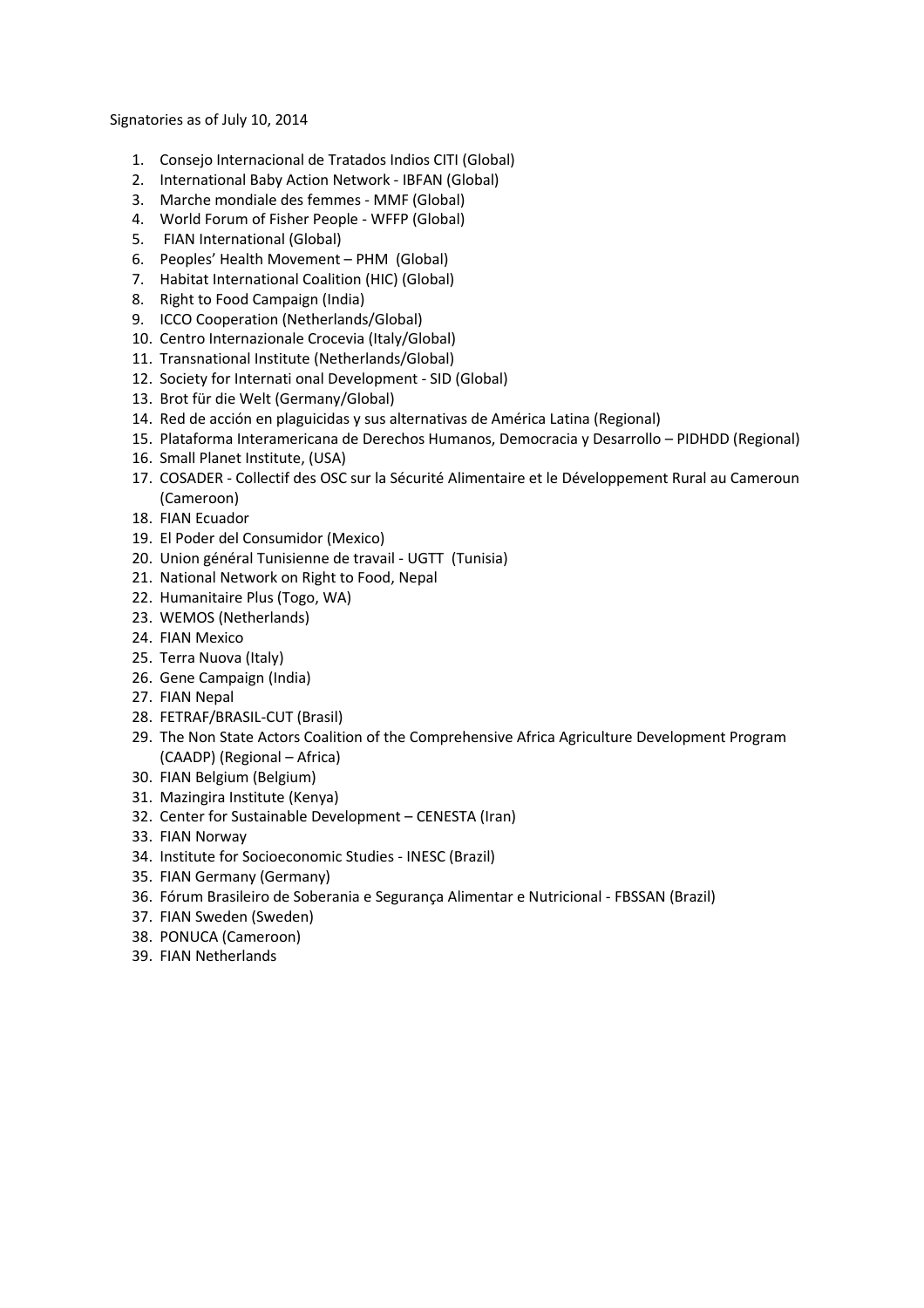Signatories as of July 10, 2014

1. Consejo Internacional de Tratados Indios CITI (Global)
2. International Baby Action Network - IBFAN (Global)
3. Marche mondiale des femmes - MMF (Global)
4. World Forum of Fisher People - WFFP (Global)
5. FIAN International (Global)
6. Peoples' Health Movement – PHM (Global)
7. Habitat International Coalition (HIC) (Global)
8. Right to Food Campaign (India)
9. ICCO Cooperation (Netherlands/Global)
10. Centro Internazionale Crocevia (Italy/Global)
11. Transnational Institute (Netherlands/Global)
12. Society for Internati onal Development - SID (Global)
13. Brot für die Welt (Germany/Global)
14. Red de acción en plaguicidas y sus alternativas de América Latina (Regional)
15. Plataforma Interamericana de Derechos Humanos, Democracia y Desarrollo – PIDHDD (Regional)
16. Small Planet Institute, (USA)
17. COSADER - Collectif des OSC sur la Sécurité Alimentaire et le Développement Rural au Cameroun (Cameroon)
18. FIAN Ecuador
19. El Poder del Consumidor (Mexico)
20. Union général Tunisienne de travail - UGTT (Tunisia)
21. National Network on Right to Food, Nepal
22. Humanitaire Plus (Togo, WA)
23. WEMOS (Netherlands)
24. FIAN Mexico
25. Terra Nuova (Italy)
26. Gene Campaign (India)
27. FIAN Nepal
28. FETRAF/BRASIL-CUT (Brasil)
29. The Non State Actors Coalition of the Comprehensive Africa Agriculture Development Program (CAADP) (Regional – Africa)
30. FIAN Belgium (Belgium)
31. Mazingira Institute (Kenya)
32. Center for Sustainable Development – CENESTA (Iran)
33. FIAN Norway
34. Institute for Socioeconomic Studies - INESC (Brazil)
35. FIAN Germany (Germany)
36. Fórum Brasileiro de Soberania e Segurança Alimentar e Nutricional - FBSSAN (Brazil)
37. FIAN Sweden (Sweden)
38. PONUCA (Cameroon)
39. FIAN Netherlands